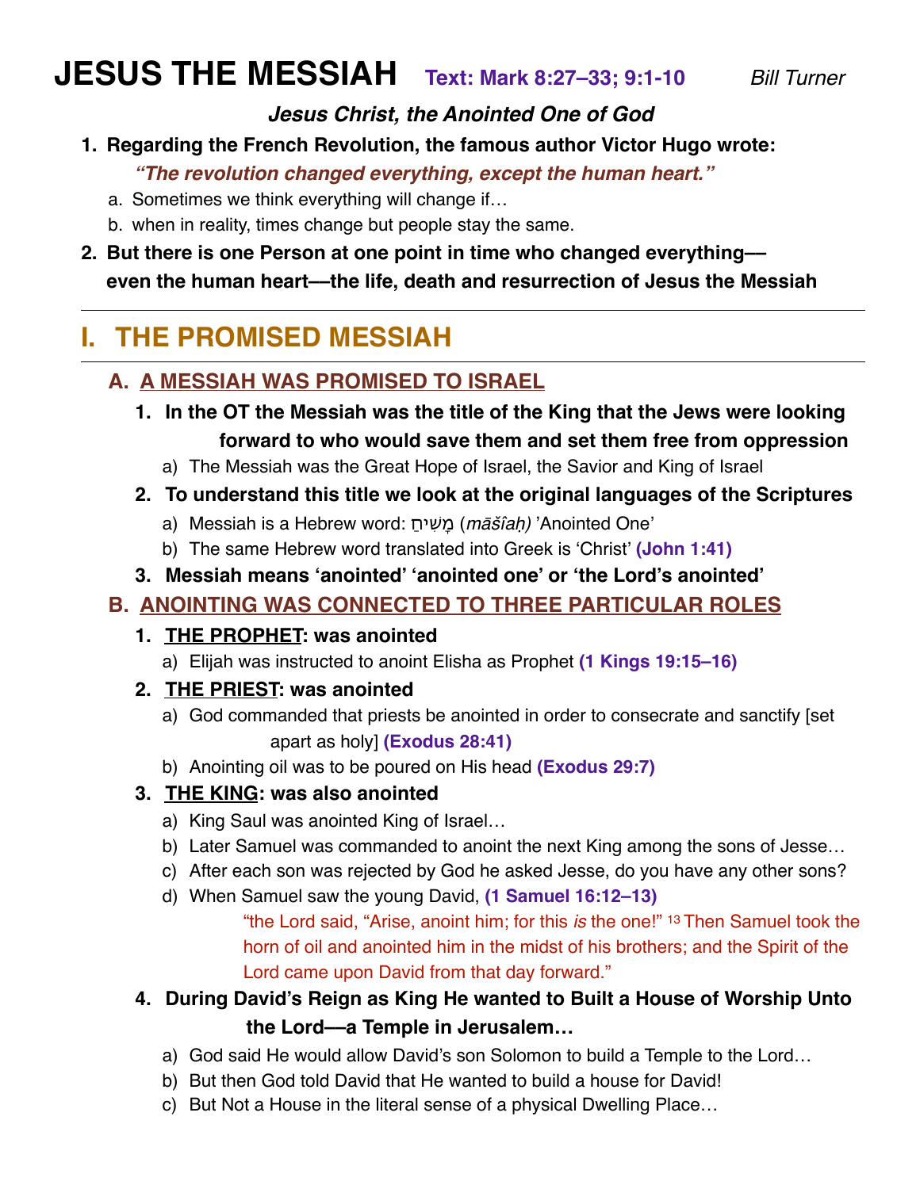# JESUS THE MESSIAH **Text: Mark 8:27–33; 9:1-10** *Bill Turner*

***Jesus Christ, the Anointed One of God***

1. **Regarding the French Revolution, the famous author Victor Hugo wrote:**
   ***"The revolution changed everything, except the human heart."***
   a. Sometimes we think everything will change if…
   b. when in reality, times change but people stay the same.
2. **But there is one Person at one point in time who changed everything—even the human heart—the life, death and resurrection of Jesus the Messiah**

---

## I. THE PROMISED MESSIAH

---

### A. A MESSIAH WAS PROMISED TO ISRAEL

1. **In the OT the Messiah was the title of the King that the Jews were looking forward to who would save them and set them free from oppression**
   a) The Messiah was the Great Hope of Israel, the Savior and King of Israel
2. **To understand this title we look at the original languages of the Scriptures**
   a) Messiah is a Hebrew word: מָשִׁיחַ (*māšîaḥ)* 'Anointed One'
   b) The same Hebrew word translated into Greek is 'Christ' **(John 1:41)**
3. **Messiah means 'anointed' 'anointed one' or 'the Lord's anointed'**

### B. ANOINTING WAS CONNECTED TO THREE PARTICULAR ROLES

1. **THE PROPHET: was anointed**
   a) Elijah was instructed to anoint Elisha as Prophet **(1 Kings 19:15–16)**
2. **THE PRIEST: was anointed**
   a) God commanded that priests be anointed in order to consecrate and sanctify [set apart as holy] **(Exodus 28:41)**
   b) Anointing oil was to be poured on His head **(Exodus 29:7)**
3. **THE KING: was also anointed**
   a) King Saul was anointed King of Israel…
   b) Later Samuel was commanded to anoint the next King among the sons of Jesse…
   c) After each son was rejected by God he asked Jesse, do you have any other sons?
   d) When Samuel saw the young David, **(1 Samuel 16:12–13)**
      "the Lord said, "Arise, anoint him; for this *is* the one!" 13 Then Samuel took the horn of oil and anointed him in the midst of his brothers; and the Spirit of the Lord came upon David from that day forward."
4. **During David's Reign as King He wanted to Built a House of Worship Unto the Lord—a Temple in Jerusalem…**
   a) God said He would allow David's son Solomon to build a Temple to the Lord…
   b) But then God told David that He wanted to build a house for David!
   c) But Not a House in the literal sense of a physical Dwelling Place…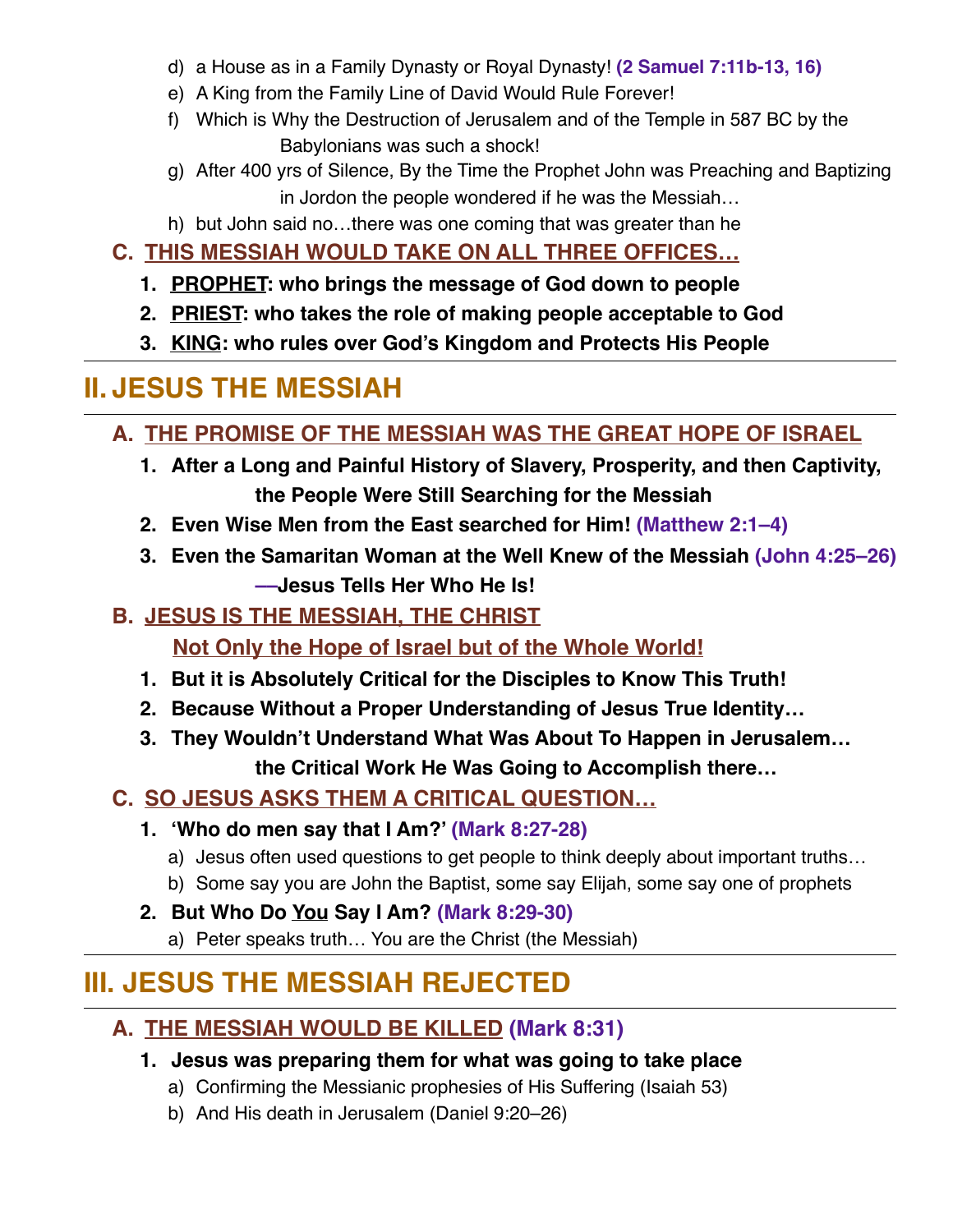d) a House as in a Family Dynasty or Royal Dynasty! **(2 Samuel 7:11b-13, 16)**

e) A King from the Family Line of David Would Rule Forever!

f) Which is Why the Destruction of Jerusalem and of the Temple in 587 BC by the Babylonians was such a shock!

g) After 400 yrs of Silence, By the Time the Prophet John was Preaching and Baptizing in Jordon the people wondered if he was the Messiah…

h) but John said no…there was one coming that was greater than he

### C. THIS MESSIAH WOULD TAKE ON ALL THREE OFFICES…

1. **PROPHET: who brings the message of God down to people**
2. **PRIEST: who takes the role of making people acceptable to God**
3. **KING: who rules over God's Kingdom and Protects His People**

---

## II. JESUS THE MESSIAH

---

### A. THE PROMISE OF THE MESSIAH WAS THE GREAT HOPE OF ISRAEL

1. **After a Long and Painful History of Slavery, Prosperity, and then Captivity, the People Were Still Searching for the Messiah**
2. **Even Wise Men from the East searched for Him! (Matthew 2:1–4)**
3. **Even the Samaritan Woman at the Well Knew of the Messiah (John 4:25–26) —Jesus Tells Her Who He Is!**

### B. JESUS IS THE MESSIAH, THE CHRIST

### Not Only the Hope of Israel but of the Whole World!

1. **But it is Absolutely Critical for the Disciples to Know This Truth!**
2. **Because Without a Proper Understanding of Jesus True Identity…**
3. **They Wouldn't Understand What Was About To Happen in Jerusalem… the Critical Work He Was Going to Accomplish there…**

### C. SO JESUS ASKS THEM A CRITICAL QUESTION…

1. **'Who do men say that I Am?' (Mark 8:27-28)**
   - a) Jesus often used questions to get people to think deeply about important truths…
   - b) Some say you are John the Baptist, some say Elijah, some say one of prophets
2. **But Who Do You Say I Am? (Mark 8:29-30)**
   - a) Peter speaks truth… You are the Christ (the Messiah)

---

## III. JESUS THE MESSIAH REJECTED

---

### A. THE MESSIAH WOULD BE KILLED (Mark 8:31)

1. **Jesus was preparing them for what was going to take place**
   - a) Confirming the Messianic prophesies of His Suffering (Isaiah 53)
   - b) And His death in Jerusalem (Daniel 9:20–26)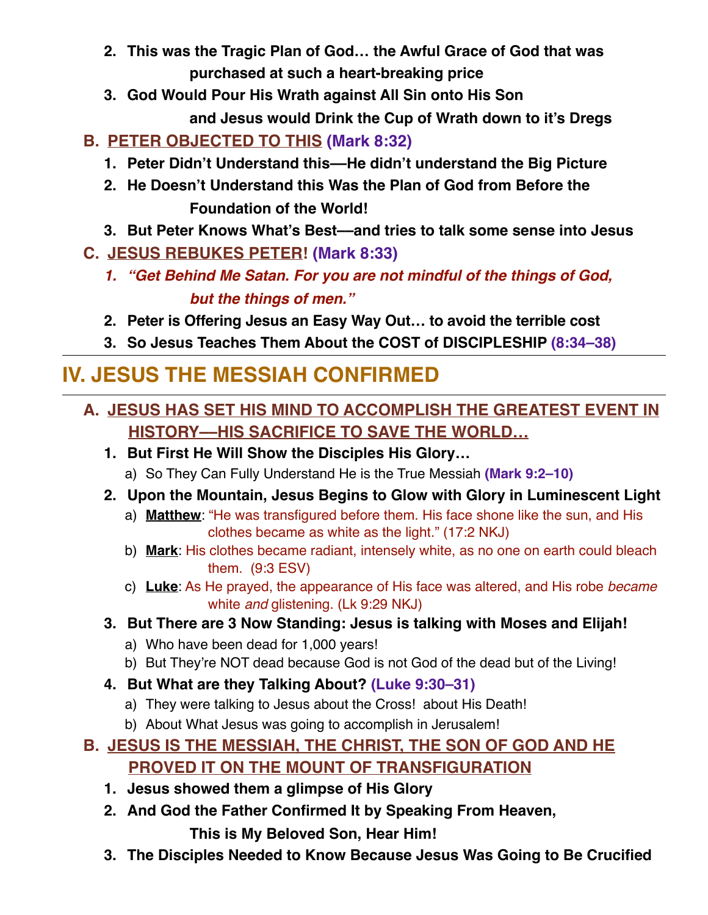2. **This was the Tragic Plan of God… the Awful Grace of God that was purchased at such a heart-breaking price**
3. **God Would Pour His Wrath against All Sin onto His Son and Jesus would Drink the Cup of Wrath down to it's Dregs**

**B. PETER OBJECTED TO THIS (Mark 8:32)**

1. **Peter Didn't Understand this—He didn't understand the Big Picture**
2. **He Doesn't Understand this Was the Plan of God from Before the Foundation of the World!**
3. **But Peter Knows What's Best—and tries to talk some sense into Jesus**

**C. JESUS REBUKES PETER! (Mark 8:33)**

1. ***"Get Behind Me Satan. For you are not mindful of the things of God, but the things of men."***
2. **Peter is Offering Jesus an Easy Way Out… to avoid the terrible cost**
3. **So Jesus Teaches Them About the COST of DISCIPLESHIP (8:34–38)**

---

## IV. JESUS THE MESSIAH CONFIRMED

---

**A. JESUS HAS SET HIS MIND TO ACCOMPLISH THE GREATEST EVENT IN HISTORY—HIS SACRIFICE TO SAVE THE WORLD…**

1. **But First He Will Show the Disciples His Glory…**
   a) So They Can Fully Understand He is the True Messiah **(Mark 9:2–10)**
2. **Upon the Mountain, Jesus Begins to Glow with Glory in Luminescent Light**
   a) **Matthew**: "He was transfigured before them. His face shone like the sun, and His clothes became as white as the light." (17:2 NKJ)
   b) **Mark**: His clothes became radiant, intensely white, as no one on earth could bleach them. (9:3 ESV)
   c) **Luke**: As He prayed, the appearance of His face was altered, and His robe *became* white *and* glistening. (Lk 9:29 NKJ)
3. **But There are 3 Now Standing: Jesus is talking with Moses and Elijah!**
   a) Who have been dead for 1,000 years!
   b) But They're NOT dead because God is not God of the dead but of the Living!
4. **But What are they Talking About? (Luke 9:30–31)**
   a) They were talking to Jesus about the Cross! about His Death!
   b) About What Jesus was going to accomplish in Jerusalem!

**B. JESUS IS THE MESSIAH, THE CHRIST, THE SON OF GOD AND HE PROVED IT ON THE MOUNT OF TRANSFIGURATION**

1. **Jesus showed them a glimpse of His Glory**
2. **And God the Father Confirmed It by Speaking From Heaven, This is My Beloved Son, Hear Him!**
3. **The Disciples Needed to Know Because Jesus Was Going to Be Crucified**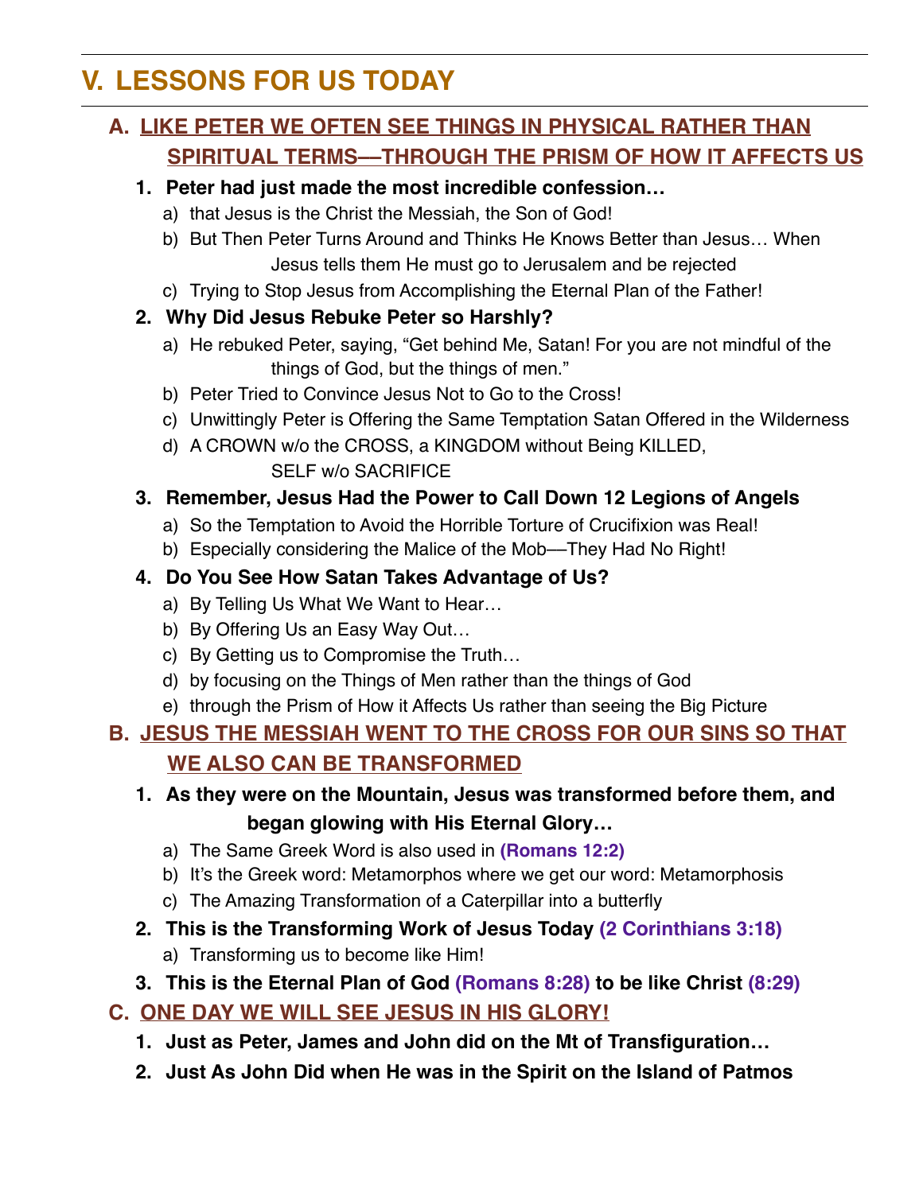# V. LESSONS FOR US TODAY

## A. LIKE PETER WE OFTEN SEE THINGS IN PHYSICAL RATHER THAN SPIRITUAL TERMS—THROUGH THE PRISM OF HOW IT AFFECTS US

1. **Peter had just made the most incredible confession…**
   a) that Jesus is the Christ the Messiah, the Son of God!
   b) But Then Peter Turns Around and Thinks He Knows Better than Jesus… When Jesus tells them He must go to Jerusalem and be rejected
   c) Trying to Stop Jesus from Accomplishing the Eternal Plan of the Father!
2. **Why Did Jesus Rebuke Peter so Harshly?**
   a) He rebuked Peter, saying, "Get behind Me, Satan! For you are not mindful of the things of God, but the things of men."
   b) Peter Tried to Convince Jesus Not to Go to the Cross!
   c) Unwittingly Peter is Offering the Same Temptation Satan Offered in the Wilderness
   d) A CROWN w/o the CROSS, a KINGDOM without Being KILLED, SELF w/o SACRIFICE
3. **Remember, Jesus Had the Power to Call Down 12 Legions of Angels**
   a) So the Temptation to Avoid the Horrible Torture of Crucifixion was Real!
   b) Especially considering the Malice of the Mob—They Had No Right!
4. **Do You See How Satan Takes Advantage of Us?**
   a) By Telling Us What We Want to Hear…
   b) By Offering Us an Easy Way Out…
   c) By Getting us to Compromise the Truth…
   d) by focusing on the Things of Men rather than the things of God
   e) through the Prism of How it Affects Us rather than seeing the Big Picture

## B. JESUS THE MESSIAH WENT TO THE CROSS FOR OUR SINS SO THAT WE ALSO CAN BE TRANSFORMED

1. **As they were on the Mountain, Jesus was transformed before them, and began glowing with His Eternal Glory…**
   a) The Same Greek Word is also used in **(Romans 12:2)**
   b) It's the Greek word: Metamorphos where we get our word: Metamorphosis
   c) The Amazing Transformation of a Caterpillar into a butterfly
2. **This is the Transforming Work of Jesus Today (2 Corinthians 3:18)**
   a) Transforming us to become like Him!
3. **This is the Eternal Plan of God (Romans 8:28) to be like Christ (8:29)**

## C. ONE DAY WE WILL SEE JESUS IN HIS GLORY!

1. **Just as Peter, James and John did on the Mt of Transfiguration…**
2. **Just As John Did when He was in the Spirit on the Island of Patmos**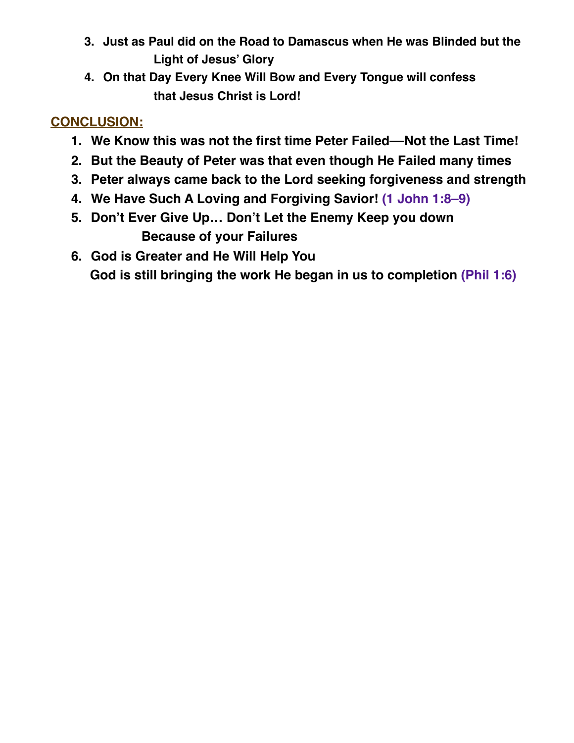3. **Just as Paul did on the Road to Damascus when He was Blinded but the Light of Jesus' Glory**
4. **On that Day Every Knee Will Bow and Every Tongue will confess that Jesus Christ is Lord!**

## CONCLUSION:

1. **We Know this was not the first time Peter Failed—Not the Last Time!**
2. **But the Beauty of Peter was that even though He Failed many times**
3. **Peter always came back to the Lord seeking forgiveness and strength**
4. **We Have Such A Loving and Forgiving Savior! (1 John 1:8–9)**
5. **Don't Ever Give Up… Don't Let the Enemy Keep you down Because of your Failures**
6. **God is Greater and He Will Help You**
   **God is still bringing the work He began in us to completion (Phil 1:6)**